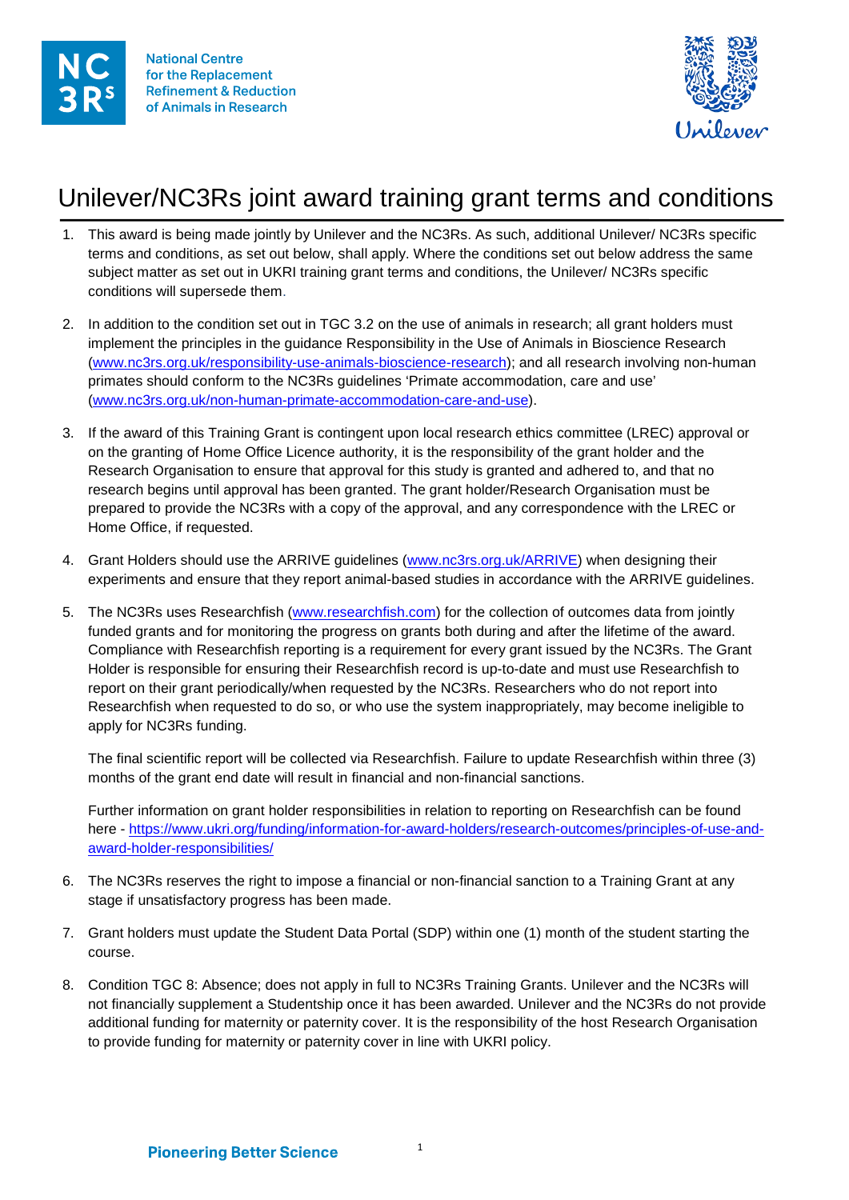# Unilever/NC3Rs joint award training grant terms and conditions

1. This award is being made jointly by Unilever and the NC3Rs. As such, additional Unilever/ NC3Rs specific terms and conditions, as set out below, shall apply. Where the conditions set out below address the same subject matter as set out in UKRI training grant terms and conditions, the Unilever/ NC3Rs specific conditions will supersede them.

2. In addition to the condition set out in TGC 3.2 on the use of animals in research; all grant holders must implement the principles in the guidance Responsibility in the Use of Animals in Bioscience Research (www.nc3rs.org.uk/responsibility-use-animals-bioscience-research); and all research involving non-human primates should conform to the NC3Rs guidelines 'Primate accommodation, care and use' (www.nc3rs.org.uk/non-human-primate-accommodation-care-and-use).

3. If the award of this Training Grant is contingent upon local research ethics committee (LREC) approval or on the granting of Home Office Licence authority, it is the responsibility of the grant holder and the Research Organisation to ensure that approval for this study is granted and adhered to, and that no research begins until approval has been granted. The grant holder/Research Organisation must be prepared to provide the NC3Rs with a copy of the approval, and any correspondence with the LREC or Home Office, if requested.

4. Grant Holders should use the ARRIVE guidelines (www.nc3rs.org.uk/ARRIVE) when designing their experiments and ensure that they report animal-based studies in accordance with the ARRIVE guidelines.

5. The NC3Rs uses Researchfish (www.researchfish.com) for the collection of outcomes data from jointly funded grants and for monitoring the progress on grants both during and after the lifetime of the award. Compliance with Researchfish reporting is a requirement for every grant issued by the NC3Rs. The Grant Holder is responsible for ensuring their Researchfish record is up-to-date and must use Researchfish to report on their grant periodically/when requested by the NC3Rs. Researchers who do not report into Researchfish when requested to do so, or who use the system inappropriately, may become ineligible to apply for NC3Rs funding.

   The final scientific report will be collected via Researchfish. Failure to update Researchfish within three (3) months of the grant end date will result in financial and non-financial sanctions.

   Further information on grant holder responsibilities in relation to reporting on Researchfish can be found here - https://www.ukri.org/funding/information-for-award-holders/research-outcomes/principles-of-use-and-award-holder-responsibilities/

6. The NC3Rs reserves the right to impose a financial or non-financial sanction to a Training Grant at any stage if unsatisfactory progress has been made.

7. Grant holders must update the Student Data Portal (SDP) within one (1) month of the student starting the course.

8. Condition TGC 8: Absence; does not apply in full to NC3Rs Training Grants. Unilever and the NC3Rs will not financially supplement a Studentship once it has been awarded. Unilever and the NC3Rs do not provide additional funding for maternity or paternity cover. It is the responsibility of the host Research Organisation to provide funding for maternity or paternity cover in line with UKRI policy.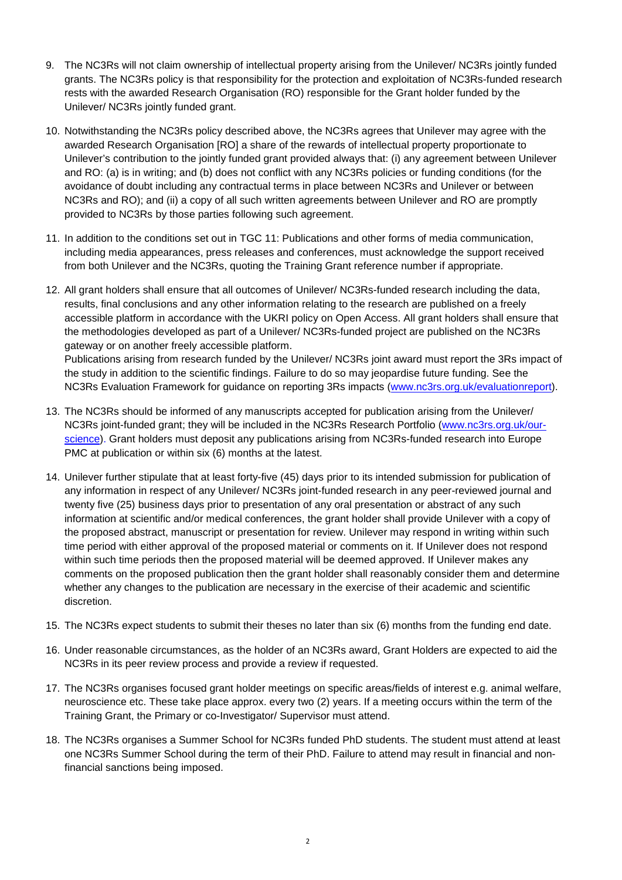9. The NC3Rs will not claim ownership of intellectual property arising from the Unilever/ NC3Rs jointly funded grants. The NC3Rs policy is that responsibility for the protection and exploitation of NC3Rs-funded research rests with the awarded Research Organisation (RO) responsible for the Grant holder funded by the Unilever/ NC3Rs jointly funded grant.

10. Notwithstanding the NC3Rs policy described above, the NC3Rs agrees that Unilever may agree with the awarded Research Organisation [RO] a share of the rewards of intellectual property proportionate to Unilever's contribution to the jointly funded grant provided always that: (i) any agreement between Unilever and RO: (a) is in writing; and (b) does not conflict with any NC3Rs policies or funding conditions (for the avoidance of doubt including any contractual terms in place between NC3Rs and Unilever or between NC3Rs and RO); and (ii) a copy of all such written agreements between Unilever and RO are promptly provided to NC3Rs by those parties following such agreement.

11. In addition to the conditions set out in TGC 11: Publications and other forms of media communication, including media appearances, press releases and conferences, must acknowledge the support received from both Unilever and the NC3Rs, quoting the Training Grant reference number if appropriate.

12. All grant holders shall ensure that all outcomes of Unilever/ NC3Rs-funded research including the data, results, final conclusions and any other information relating to the research are published on a freely accessible platform in accordance with the UKRI policy on Open Access. All grant holders shall ensure that the methodologies developed as part of a Unilever/ NC3Rs-funded project are published on the NC3Rs gateway or on another freely accessible platform.
Publications arising from research funded by the Unilever/ NC3Rs joint award must report the 3Rs impact of the study in addition to the scientific findings. Failure to do so may jeopardise future funding. See the NC3Rs Evaluation Framework for guidance on reporting 3Rs impacts (www.nc3rs.org.uk/evaluationreport).

13. The NC3Rs should be informed of any manuscripts accepted for publication arising from the Unilever/ NC3Rs joint-funded grant; they will be included in the NC3Rs Research Portfolio (www.nc3rs.org.uk/our-science). Grant holders must deposit any publications arising from NC3Rs-funded research into Europe PMC at publication or within six (6) months at the latest.

14. Unilever further stipulate that at least forty-five (45) days prior to its intended submission for publication of any information in respect of any Unilever/ NC3Rs joint-funded research in any peer-reviewed journal and twenty five (25) business days prior to presentation of any oral presentation or abstract of any such information at scientific and/or medical conferences, the grant holder shall provide Unilever with a copy of the proposed abstract, manuscript or presentation for review. Unilever may respond in writing within such time period with either approval of the proposed material or comments on it. If Unilever does not respond within such time periods then the proposed material will be deemed approved. If Unilever makes any comments on the proposed publication then the grant holder shall reasonably consider them and determine whether any changes to the publication are necessary in the exercise of their academic and scientific discretion.

15. The NC3Rs expect students to submit their theses no later than six (6) months from the funding end date.

16. Under reasonable circumstances, as the holder of an NC3Rs award, Grant Holders are expected to aid the NC3Rs in its peer review process and provide a review if requested.

17. The NC3Rs organises focused grant holder meetings on specific areas/fields of interest e.g. animal welfare, neuroscience etc. These take place approx. every two (2) years. If a meeting occurs within the term of the Training Grant, the Primary or co-Investigator/ Supervisor must attend.

18. The NC3Rs organises a Summer School for NC3Rs funded PhD students. The student must attend at least one NC3Rs Summer School during the term of their PhD. Failure to attend may result in financial and non-financial sanctions being imposed.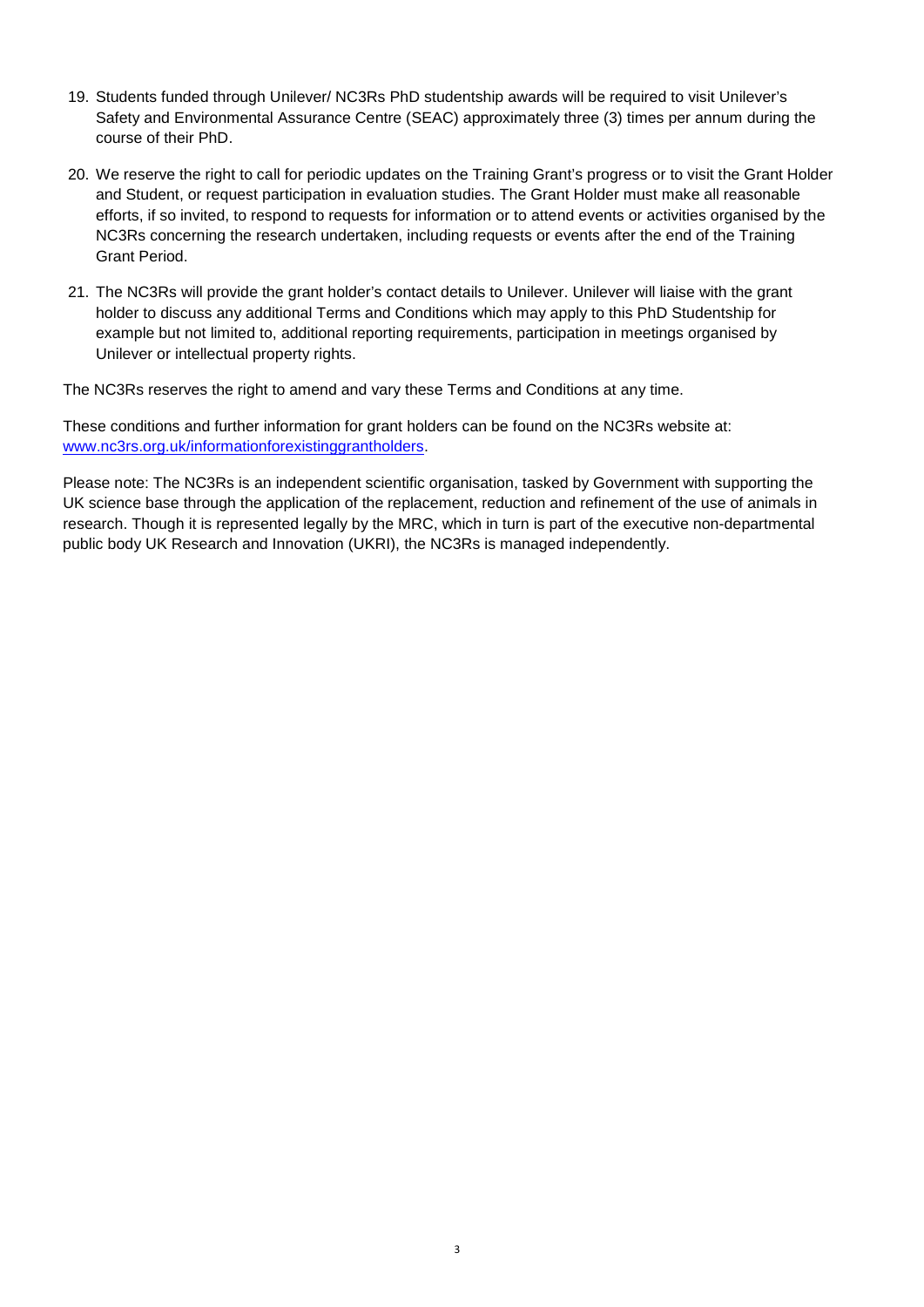19. Students funded through Unilever/ NC3Rs PhD studentship awards will be required to visit Unilever's Safety and Environmental Assurance Centre (SEAC) approximately three (3) times per annum during the course of their PhD.

20. We reserve the right to call for periodic updates on the Training Grant's progress or to visit the Grant Holder and Student, or request participation in evaluation studies. The Grant Holder must make all reasonable efforts, if so invited, to respond to requests for information or to attend events or activities organised by the NC3Rs concerning the research undertaken, including requests or events after the end of the Training Grant Period.

21. The NC3Rs will provide the grant holder's contact details to Unilever. Unilever will liaise with the grant holder to discuss any additional Terms and Conditions which may apply to this PhD Studentship for example but not limited to, additional reporting requirements, participation in meetings organised by Unilever or intellectual property rights.

The NC3Rs reserves the right to amend and vary these Terms and Conditions at any time.

These conditions and further information for grant holders can be found on the NC3Rs website at: [www.nc3rs.org.uk/informationforexistinggrantholders](http://www.nc3rs.org.uk/informationforexistinggrantholders).

Please note: The NC3Rs is an independent scientific organisation, tasked by Government with supporting the UK science base through the application of the replacement, reduction and refinement of the use of animals in research. Though it is represented legally by the MRC, which in turn is part of the executive non-departmental public body UK Research and Innovation (UKRI), the NC3Rs is managed independently.